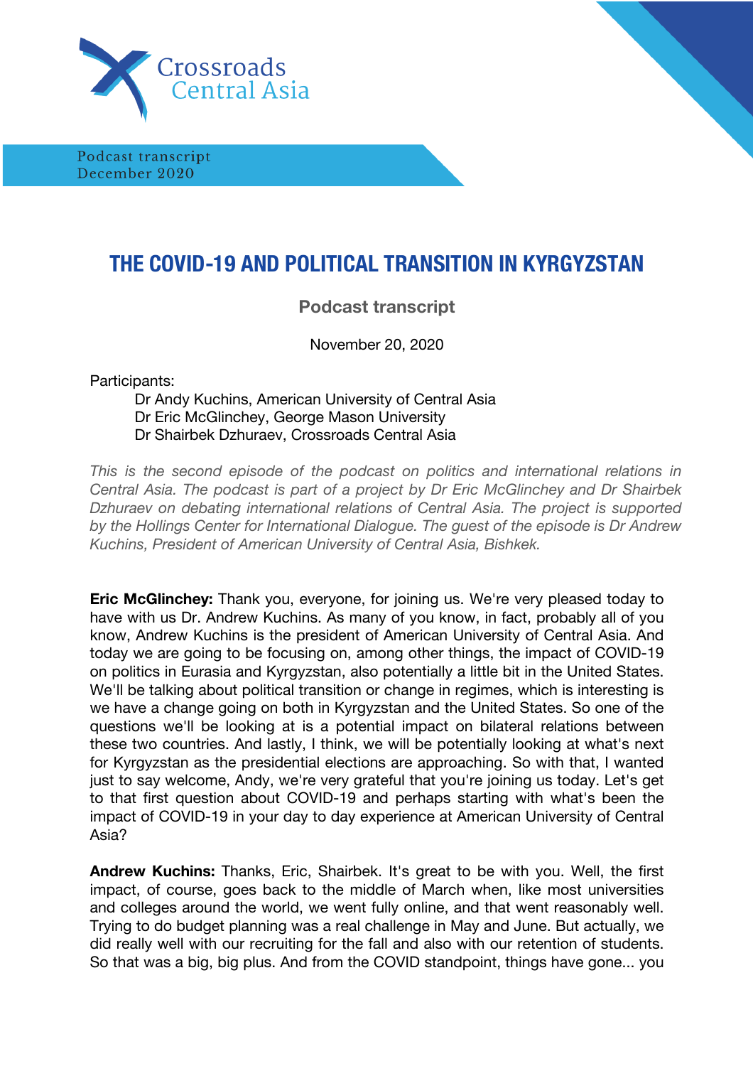Crossroads Central Asia

Podcast transcript
December 2020

# THE COVID-19 AND POLITICAL TRANSITION IN KYRGYZSTAN

## Podcast transcript

November 20, 2020

Participants:

- Dr Andy Kuchins, American University of Central Asia
- Dr Eric McGlinchey, George Mason University
- Dr Shairbek Dzhuraev, Crossroads Central Asia

*This is the second episode of the podcast on politics and international relations in Central Asia. The podcast is part of a project by Dr Eric McGlinchey and Dr Shairbek Dzhuraev on debating international relations of Central Asia. The project is supported by the Hollings Center for International Dialogue. The guest of the episode is Dr Andrew Kuchins, President of American University of Central Asia, Bishkek.*

**Eric McGlinchey:** Thank you, everyone, for joining us. We're very pleased today to have with us Dr. Andrew Kuchins. As many of you know, in fact, probably all of you know, Andrew Kuchins is the president of American University of Central Asia. And today we are going to be focusing on, among other things, the impact of COVID-19 on politics in Eurasia and Kyrgyzstan, also potentially a little bit in the United States. We'll be talking about political transition or change in regimes, which is interesting is we have a change going on both in Kyrgyzstan and the United States. So one of the questions we'll be looking at is a potential impact on bilateral relations between these two countries. And lastly, I think, we will be potentially looking at what's next for Kyrgyzstan as the presidential elections are approaching. So with that, I wanted just to say welcome, Andy, we're very grateful that you're joining us today. Let's get to that first question about COVID-19 and perhaps starting with what's been the impact of COVID-19 in your day to day experience at American University of Central Asia?

**Andrew Kuchins:** Thanks, Eric, Shairbek. It's great to be with you. Well, the first impact, of course, goes back to the middle of March when, like most universities and colleges around the world, we went fully online, and that went reasonably well. Trying to do budget planning was a real challenge in May and June. But actually, we did really well with our recruiting for the fall and also with our retention of students. So that was a big, big plus. And from the COVID standpoint, things have gone... you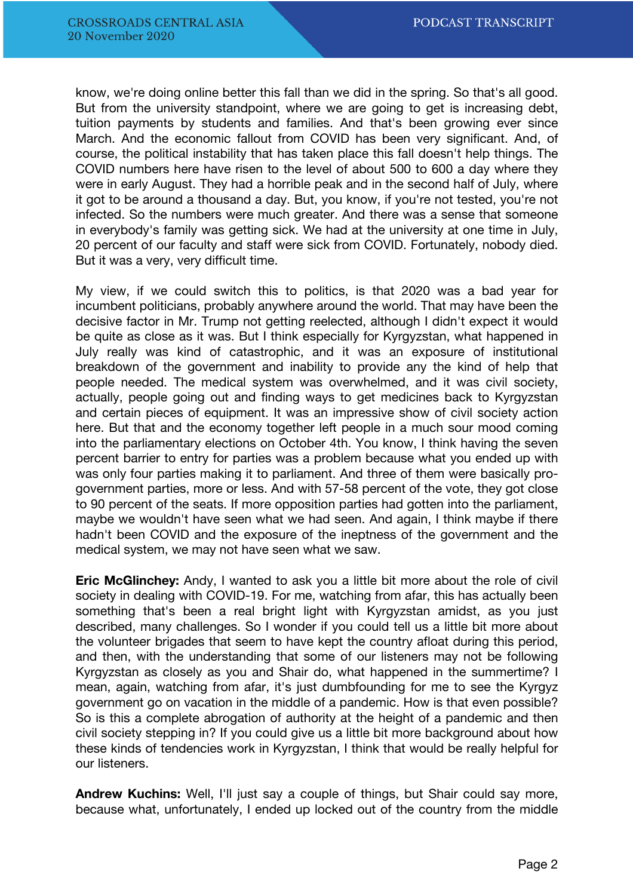know, we're doing online better this fall than we did in the spring. So that's all good. But from the university standpoint, where we are going to get is increasing debt, tuition payments by students and families. And that's been growing ever since March. And the economic fallout from COVID has been very significant. And, of course, the political instability that has taken place this fall doesn't help things. The COVID numbers here have risen to the level of about 500 to 600 a day where they were in early August. They had a horrible peak and in the second half of July, where it got to be around a thousand a day. But, you know, if you're not tested, you're not infected. So the numbers were much greater. And there was a sense that someone in everybody's family was getting sick. We had at the university at one time in July, 20 percent of our faculty and staff were sick from COVID. Fortunately, nobody died. But it was a very, very difficult time.

My view, if we could switch this to politics, is that 2020 was a bad year for incumbent politicians, probably anywhere around the world. That may have been the decisive factor in Mr. Trump not getting reelected, although I didn't expect it would be quite as close as it was. But I think especially for Kyrgyzstan, what happened in July really was kind of catastrophic, and it was an exposure of institutional breakdown of the government and inability to provide any the kind of help that people needed. The medical system was overwhelmed, and it was civil society, actually, people going out and finding ways to get medicines back to Kyrgyzstan and certain pieces of equipment. It was an impressive show of civil society action here. But that and the economy together left people in a much sour mood coming into the parliamentary elections on October 4th. You know, I think having the seven percent barrier to entry for parties was a problem because what you ended up with was only four parties making it to parliament. And three of them were basically pro-government parties, more or less. And with 57-58 percent of the vote, they got close to 90 percent of the seats. If more opposition parties had gotten into the parliament, maybe we wouldn't have seen what we had seen. And again, I think maybe if there hadn't been COVID and the exposure of the ineptness of the government and the medical system, we may not have seen what we saw.

**Eric McGlinchey:** Andy, I wanted to ask you a little bit more about the role of civil society in dealing with COVID-19. For me, watching from afar, this has actually been something that's been a real bright light with Kyrgyzstan amidst, as you just described, many challenges. So I wonder if you could tell us a little bit more about the volunteer brigades that seem to have kept the country afloat during this period, and then, with the understanding that some of our listeners may not be following Kyrgyzstan as closely as you and Shair do, what happened in the summertime? I mean, again, watching from afar, it's just dumbfounding for me to see the Kyrgyz government go on vacation in the middle of a pandemic. How is that even possible? So is this a complete abrogation of authority at the height of a pandemic and then civil society stepping in? If you could give us a little bit more background about how these kinds of tendencies work in Kyrgyzstan, I think that would be really helpful for our listeners.

**Andrew Kuchins:** Well, I'll just say a couple of things, but Shair could say more, because what, unfortunately, I ended up locked out of the country from the middle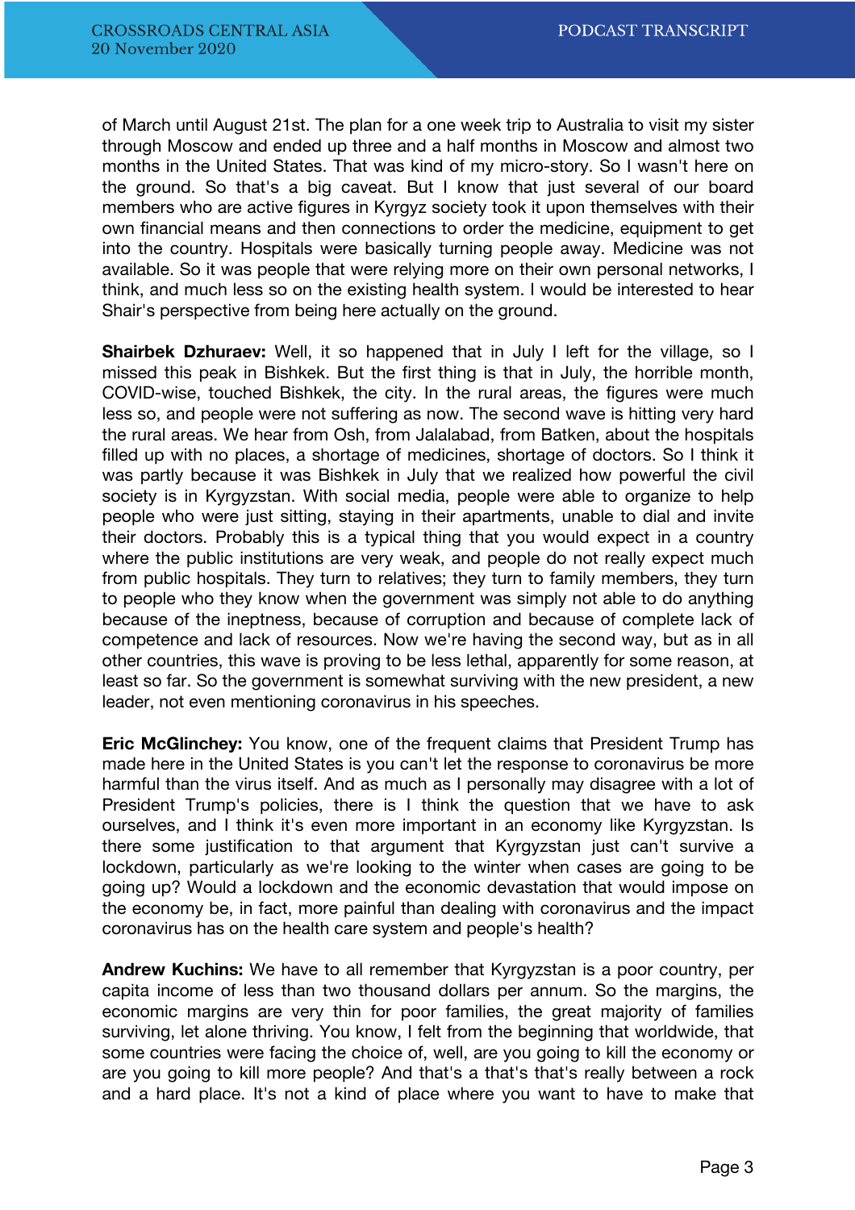of March until August 21st. The plan for a one week trip to Australia to visit my sister through Moscow and ended up three and a half months in Moscow and almost two months in the United States. That was kind of my micro-story. So I wasn't here on the ground. So that's a big caveat. But I know that just several of our board members who are active figures in Kyrgyz society took it upon themselves with their own financial means and then connections to order the medicine, equipment to get into the country. Hospitals were basically turning people away. Medicine was not available. So it was people that were relying more on their own personal networks, I think, and much less so on the existing health system. I would be interested to hear Shair's perspective from being here actually on the ground.

**Shairbek Dzhuraev:** Well, it so happened that in July I left for the village, so I missed this peak in Bishkek. But the first thing is that in July, the horrible month, COVID-wise, touched Bishkek, the city. In the rural areas, the figures were much less so, and people were not suffering as now. The second wave is hitting very hard the rural areas. We hear from Osh, from Jalalabad, from Batken, about the hospitals filled up with no places, a shortage of medicines, shortage of doctors. So I think it was partly because it was Bishkek in July that we realized how powerful the civil society is in Kyrgyzstan. With social media, people were able to organize to help people who were just sitting, staying in their apartments, unable to dial and invite their doctors. Probably this is a typical thing that you would expect in a country where the public institutions are very weak, and people do not really expect much from public hospitals. They turn to relatives; they turn to family members, they turn to people who they know when the government was simply not able to do anything because of the ineptness, because of corruption and because of complete lack of competence and lack of resources. Now we're having the second way, but as in all other countries, this wave is proving to be less lethal, apparently for some reason, at least so far. So the government is somewhat surviving with the new president, a new leader, not even mentioning coronavirus in his speeches.

**Eric McGlinchey:** You know, one of the frequent claims that President Trump has made here in the United States is you can't let the response to coronavirus be more harmful than the virus itself. And as much as I personally may disagree with a lot of President Trump's policies, there is I think the question that we have to ask ourselves, and I think it's even more important in an economy like Kyrgyzstan. Is there some justification to that argument that Kyrgyzstan just can't survive a lockdown, particularly as we're looking to the winter when cases are going to be going up? Would a lockdown and the economic devastation that would impose on the economy be, in fact, more painful than dealing with coronavirus and the impact coronavirus has on the health care system and people's health?

**Andrew Kuchins:** We have to all remember that Kyrgyzstan is a poor country, per capita income of less than two thousand dollars per annum. So the margins, the economic margins are very thin for poor families, the great majority of families surviving, let alone thriving. You know, I felt from the beginning that worldwide, that some countries were facing the choice of, well, are you going to kill the economy or are you going to kill more people? And that's a that's that's really between a rock and a hard place. It's not a kind of place where you want to have to make that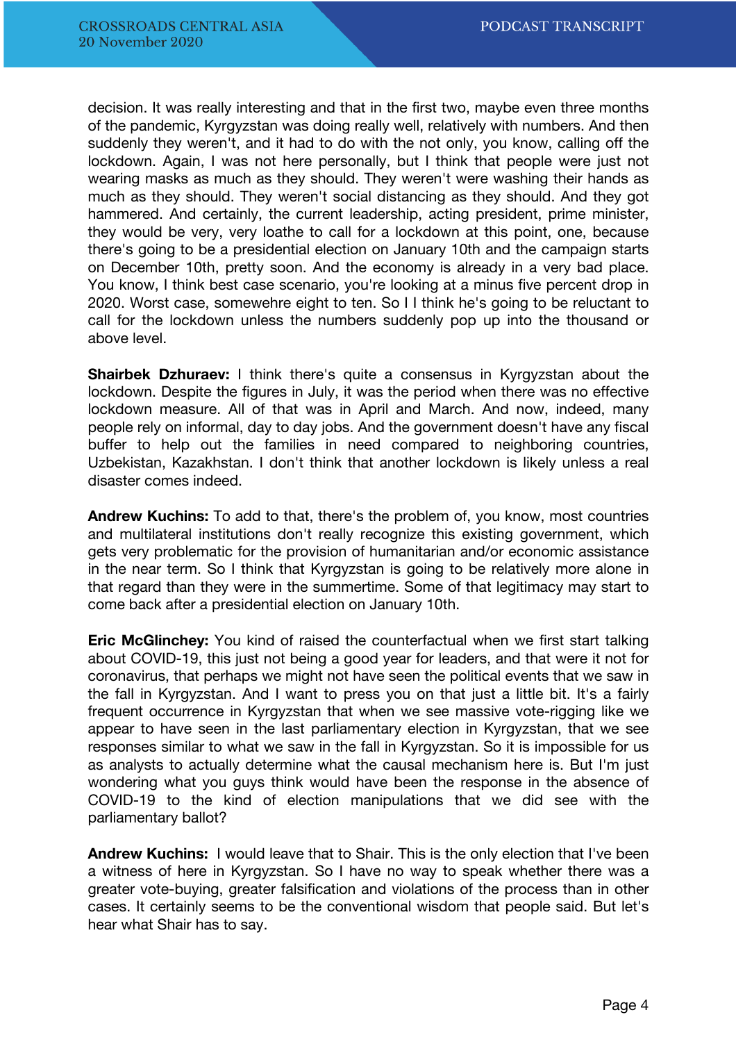decision. It was really interesting and that in the first two, maybe even three months of the pandemic, Kyrgyzstan was doing really well, relatively with numbers. And then suddenly they weren't, and it had to do with the not only, you know, calling off the lockdown. Again, I was not here personally, but I think that people were just not wearing masks as much as they should. They weren't were washing their hands as much as they should. They weren't social distancing as they should. And they got hammered. And certainly, the current leadership, acting president, prime minister, they would be very, very loathe to call for a lockdown at this point, one, because there's going to be a presidential election on January 10th and the campaign starts on December 10th, pretty soon. And the economy is already in a very bad place. You know, I think best case scenario, you're looking at a minus five percent drop in 2020. Worst case, somewewhre eight to ten. So I I think he's going to be reluctant to call for the lockdown unless the numbers suddenly pop up into the thousand or above level.

**Shairbek Dzhuraev:** I think there's quite a consensus in Kyrgyzstan about the lockdown. Despite the figures in July, it was the period when there was no effective lockdown measure. All of that was in April and March. And now, indeed, many people rely on informal, day to day jobs. And the government doesn't have any fiscal buffer to help out the families in need compared to neighboring countries, Uzbekistan, Kazakhstan. I don't think that another lockdown is likely unless a real disaster comes indeed.

**Andrew Kuchins:** To add to that, there's the problem of, you know, most countries and multilateral institutions don't really recognize this existing government, which gets very problematic for the provision of humanitarian and/or economic assistance in the near term. So I think that Kyrgyzstan is going to be relatively more alone in that regard than they were in the summertime. Some of that legitimacy may start to come back after a presidential election on January 10th.

**Eric McGlinchey:** You kind of raised the counterfactual when we first start talking about COVID-19, this just not being a good year for leaders, and that were it not for coronavirus, that perhaps we might not have seen the political events that we saw in the fall in Kyrgyzstan. And I want to press you on that just a little bit. It's a fairly frequent occurrence in Kyrgyzstan that when we see massive vote-rigging like we appear to have seen in the last parliamentary election in Kyrgyzstan, that we see responses similar to what we saw in the fall in Kyrgyzstan. So it is impossible for us as analysts to actually determine what the causal mechanism here is. But I'm just wondering what you guys think would have been the response in the absence of COVID-19 to the kind of election manipulations that we did see with the parliamentary ballot?

**Andrew Kuchins:** I would leave that to Shair. This is the only election that I've been a witness of here in Kyrgyzstan. So I have no way to speak whether there was a greater vote-buying, greater falsification and violations of the process than in other cases. It certainly seems to be the conventional wisdom that people said. But let's hear what Shair has to say.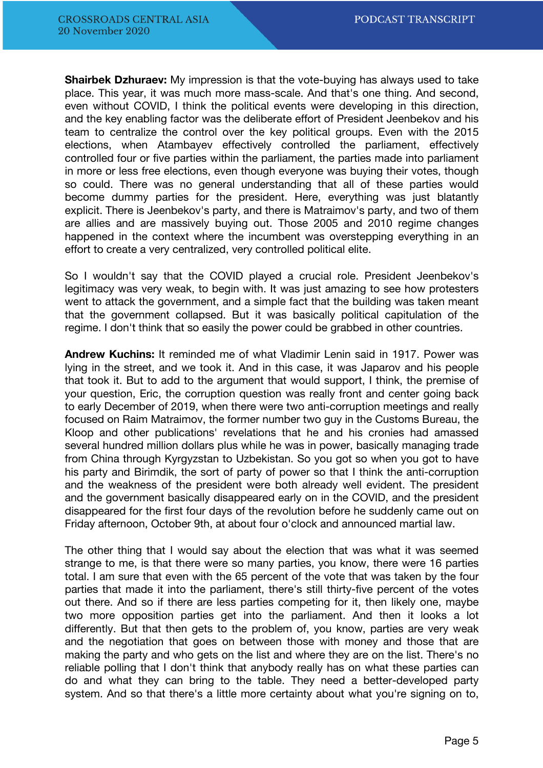**Shairbek Dzhuraev:** My impression is that the vote-buying has always used to take place. This year, it was much more mass-scale. And that's one thing. And second, even without COVID, I think the political events were developing in this direction, and the key enabling factor was the deliberate effort of President Jeenbekov and his team to centralize the control over the key political groups. Even with the 2015 elections, when Atambayev effectively controlled the parliament, effectively controlled four or five parties within the parliament, the parties made into parliament in more or less free elections, even though everyone was buying their votes, though so could. There was no general understanding that all of these parties would become dummy parties for the president. Here, everything was just blatantly explicit. There is Jeenbekov's party, and there is Matraimov's party, and two of them are allies and are massively buying out. Those 2005 and 2010 regime changes happened in the context where the incumbent was overstepping everything in an effort to create a very centralized, very controlled political elite.

So I wouldn't say that the COVID played a crucial role. President Jeenbekov's legitimacy was very weak, to begin with. It was just amazing to see how protesters went to attack the government, and a simple fact that the building was taken meant that the government collapsed. But it was basically political capitulation of the regime. I don't think that so easily the power could be grabbed in other countries.

**Andrew Kuchins:** It reminded me of what Vladimir Lenin said in 1917. Power was lying in the street, and we took it. And in this case, it was Japarov and his people that took it. But to add to the argument that would support, I think, the premise of your question, Eric, the corruption question was really front and center going back to early December of 2019, when there were two anti-corruption meetings and really focused on Raim Matraimov, the former number two guy in the Customs Bureau, the Kloop and other publications' revelations that he and his cronies had amassed several hundred million dollars plus while he was in power, basically managing trade from China through Kyrgyzstan to Uzbekistan. So you got so when you got to have his party and Birimdik, the sort of party of power so that I think the anti-corruption and the weakness of the president were both already well evident. The president and the government basically disappeared early on in the COVID, and the president disappeared for the first four days of the revolution before he suddenly came out on Friday afternoon, October 9th, at about four o'clock and announced martial law.

The other thing that I would say about the election that was what it was seemed strange to me, is that there were so many parties, you know, there were 16 parties total. I am sure that even with the 65 percent of the vote that was taken by the four parties that made it into the parliament, there's still thirty-five percent of the votes out there. And so if there are less parties competing for it, then likely one, maybe two more opposition parties get into the parliament. And then it looks a lot differently. But that then gets to the problem of, you know, parties are very weak and the negotiation that goes on between those with money and those that are making the party and who gets on the list and where they are on the list. There's no reliable polling that I don't think that anybody really has on what these parties can do and what they can bring to the table. They need a better-developed party system. And so that there's a little more certainty about what you're signing on to,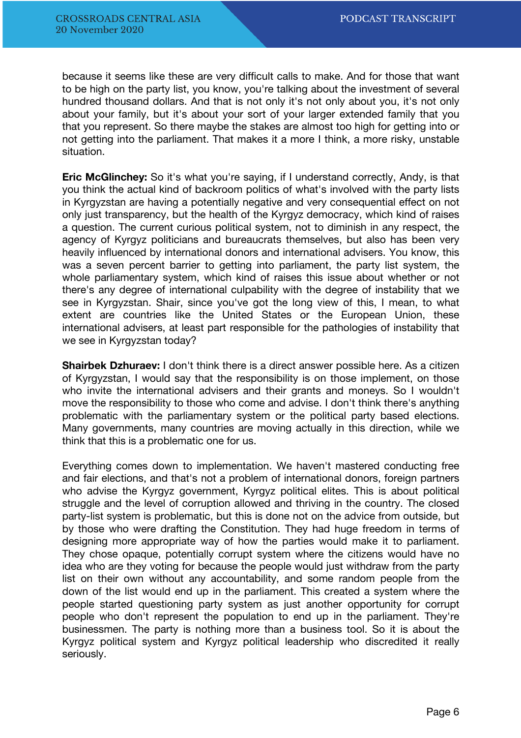because it seems like these are very difficult calls to make. And for those that want to be high on the party list, you know, you're talking about the investment of several hundred thousand dollars. And that is not only it's not only about you, it's not only about your family, but it's about your sort of your larger extended family that you that you represent. So there maybe the stakes are almost too high for getting into or not getting into the parliament. That makes it a more I think, a more risky, unstable situation.

**Eric McGlinchey:** So it's what you're saying, if I understand correctly, Andy, is that you think the actual kind of backroom politics of what's involved with the party lists in Kyrgyzstan are having a potentially negative and very consequential effect on not only just transparency, but the health of the Kyrgyz democracy, which kind of raises a question. The current curious political system, not to diminish in any respect, the agency of Kyrgyz politicians and bureaucrats themselves, but also has been very heavily influenced by international donors and international advisers. You know, this was a seven percent barrier to getting into parliament, the party list system, the whole parliamentary system, which kind of raises this issue about whether or not there's any degree of international culpability with the degree of instability that we see in Kyrgyzstan. Shair, since you've got the long view of this, I mean, to what extent are countries like the United States or the European Union, these international advisers, at least part responsible for the pathologies of instability that we see in Kyrgyzstan today?

**Shairbek Dzhuraev:** I don't think there is a direct answer possible here. As a citizen of Kyrgyzstan, I would say that the responsibility is on those implement, on those who invite the international advisers and their grants and moneys. So I wouldn't move the responsibility to those who come and advise. I don't think there's anything problematic with the parliamentary system or the political party based elections. Many governments, many countries are moving actually in this direction, while we think that this is a problematic one for us.

Everything comes down to implementation. We haven't mastered conducting free and fair elections, and that's not a problem of international donors, foreign partners who advise the Kyrgyz government, Kyrgyz political elites. This is about political struggle and the level of corruption allowed and thriving in the country. The closed party-list system is problematic, but this is done not on the advice from outside, but by those who were drafting the Constitution. They had huge freedom in terms of designing more appropriate way of how the parties would make it to parliament. They chose opaque, potentially corrupt system where the citizens would have no idea who are they voting for because the people would just withdraw from the party list on their own without any accountability, and some random people from the down of the list would end up in the parliament. This created a system where the people started questioning party system as just another opportunity for corrupt people who don't represent the population to end up in the parliament. They're businessmen. The party is nothing more than a business tool. So it is about the Kyrgyz political system and Kyrgyz political leadership who discredited it really seriously.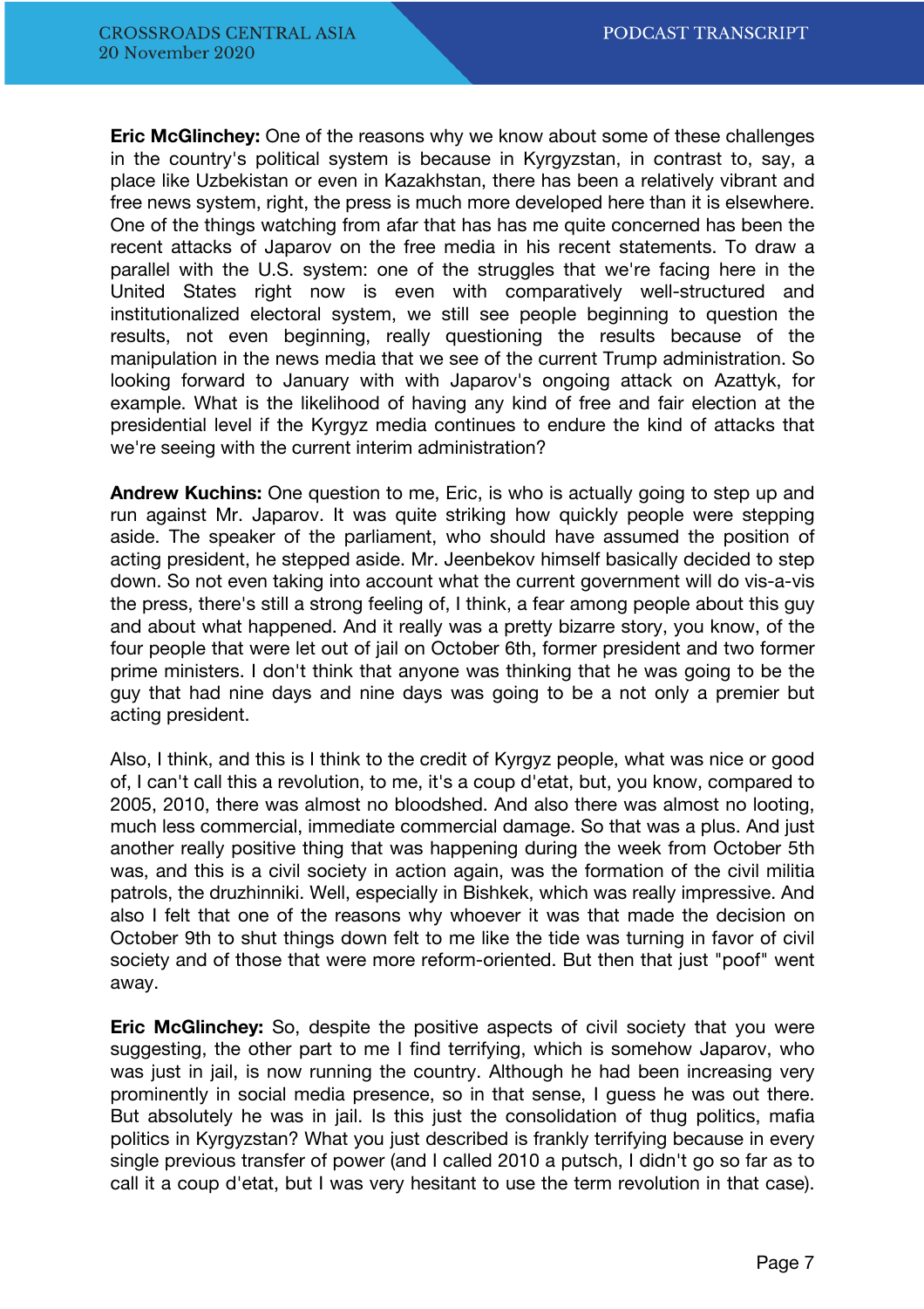**Eric McGlinchey:** One of the reasons why we know about some of these challenges in the country's political system is because in Kyrgyzstan, in contrast to, say, a place like Uzbekistan or even in Kazakhstan, there has been a relatively vibrant and free news system, right, the press is much more developed here than it is elsewhere. One of the things watching from afar that has has me quite concerned has been the recent attacks of Japarov on the free media in his recent statements. To draw a parallel with the U.S. system: one of the struggles that we're facing here in the United States right now is even with comparatively well-structured and institutionalized electoral system, we still see people beginning to question the results, not even beginning, really questioning the results because of the manipulation in the news media that we see of the current Trump administration. So looking forward to January with with Japarov's ongoing attack on Azattyk, for example. What is the likelihood of having any kind of free and fair election at the presidential level if the Kyrgyz media continues to endure the kind of attacks that we're seeing with the current interim administration?

**Andrew Kuchins:** One question to me, Eric, is who is actually going to step up and run against Mr. Japarov. It was quite striking how quickly people were stepping aside. The speaker of the parliament, who should have assumed the position of acting president, he stepped aside. Mr. Jeenbekov himself basically decided to step down. So not even taking into account what the current government will do vis-a-vis the press, there's still a strong feeling of, I think, a fear among people about this guy and about what happened. And it really was a pretty bizarre story, you know, of the four people that were let out of jail on October 6th, former president and two former prime ministers. I don't think that anyone was thinking that he was going to be the guy that had nine days and nine days was going to be a not only a premier but acting president.

Also, I think, and this is I think to the credit of Kyrgyz people, what was nice or good of, I can't call this a revolution, to me, it's a coup d'etat, but, you know, compared to 2005, 2010, there was almost no bloodshed. And also there was almost no looting, much less commercial, immediate commercial damage. So that was a plus. And just another really positive thing that was happening during the week from October 5th was, and this is a civil society in action again, was the formation of the civil militia patrols, the druzhinniki. Well, especially in Bishkek, which was really impressive. And also I felt that one of the reasons why whoever it was that made the decision on October 9th to shut things down felt to me like the tide was turning in favor of civil society and of those that were more reform-oriented. But then that just "poof" went away.

**Eric McGlinchey:** So, despite the positive aspects of civil society that you were suggesting, the other part to me I find terrifying, which is somehow Japarov, who was just in jail, is now running the country. Although he had been increasing very prominently in social media presence, so in that sense, I guess he was out there. But absolutely he was in jail. Is this just the consolidation of thug politics, mafia politics in Kyrgyzstan? What you just described is frankly terrifying because in every single previous transfer of power (and I called 2010 a putsch, I didn't go so far as to call it a coup d'etat, but I was very hesitant to use the term revolution in that case).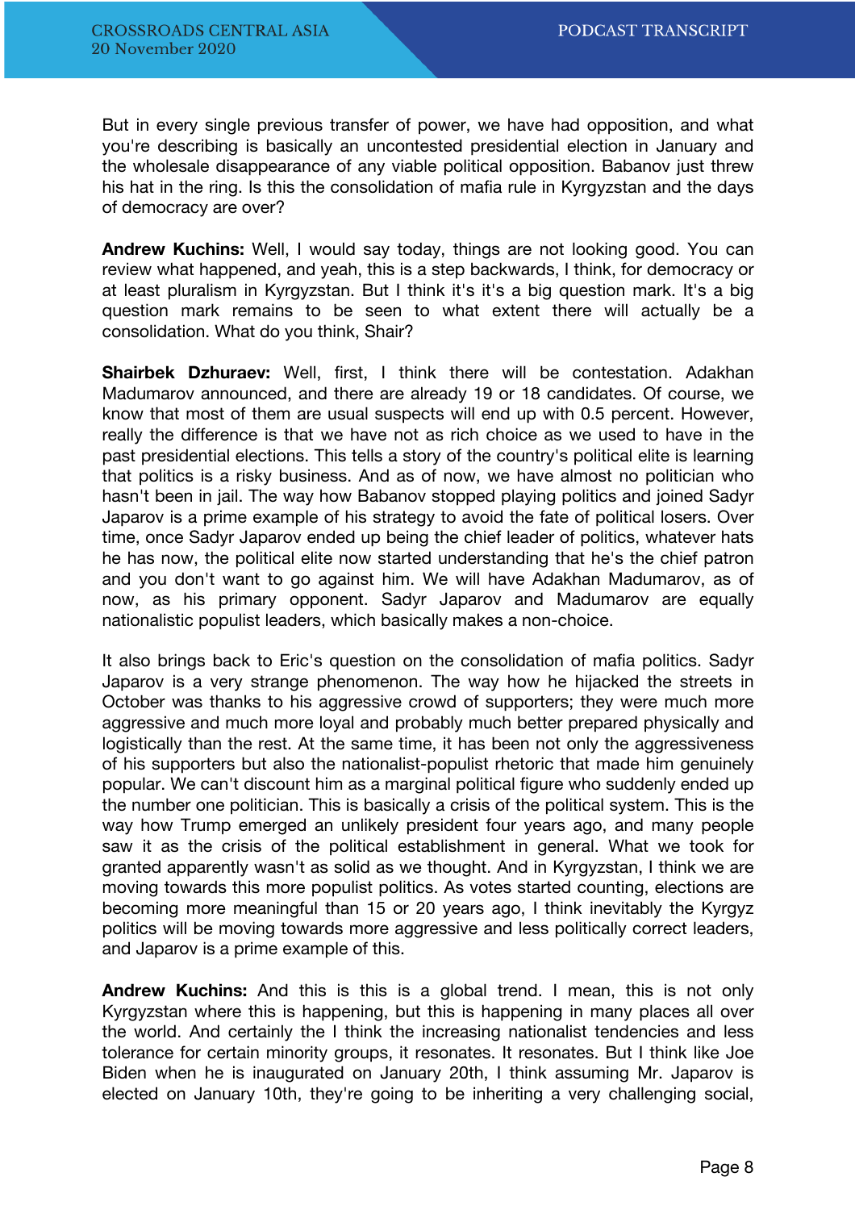But in every single previous transfer of power, we have had opposition, and what you're describing is basically an uncontested presidential election in January and the wholesale disappearance of any viable political opposition. Babanov just threw his hat in the ring. Is this the consolidation of mafia rule in Kyrgyzstan and the days of democracy are over?

**Andrew Kuchins:** Well, I would say today, things are not looking good. You can review what happened, and yeah, this is a step backwards, I think, for democracy or at least pluralism in Kyrgyzstan. But I think it's it's a big question mark. It's a big question mark remains to be seen to what extent there will actually be a consolidation. What do you think, Shair?

**Shairbek Dzhuraev:** Well, first, I think there will be contestation. Adakhan Madumarov announced, and there are already 19 or 18 candidates. Of course, we know that most of them are usual suspects will end up with 0.5 percent. However, really the difference is that we have not as rich choice as we used to have in the past presidential elections. This tells a story of the country's political elite is learning that politics is a risky business. And as of now, we have almost no politician who hasn't been in jail. The way how Babanov stopped playing politics and joined Sadyr Japarov is a prime example of his strategy to avoid the fate of political losers. Over time, once Sadyr Japarov ended up being the chief leader of politics, whatever hats he has now, the political elite now started understanding that he's the chief patron and you don't want to go against him. We will have Adakhan Madumarov, as of now, as his primary opponent. Sadyr Japarov and Madumarov are equally nationalistic populist leaders, which basically makes a non-choice.

It also brings back to Eric's question on the consolidation of mafia politics. Sadyr Japarov is a very strange phenomenon. The way how he hijacked the streets in October was thanks to his aggressive crowd of supporters; they were much more aggressive and much more loyal and probably much better prepared physically and logistically than the rest. At the same time, it has been not only the aggressiveness of his supporters but also the nationalist-populist rhetoric that made him genuinely popular. We can't discount him as a marginal political figure who suddenly ended up the number one politician. This is basically a crisis of the political system. This is the way how Trump emerged an unlikely president four years ago, and many people saw it as the crisis of the political establishment in general. What we took for granted apparently wasn't as solid as we thought. And in Kyrgyzstan, I think we are moving towards this more populist politics. As votes started counting, elections are becoming more meaningful than 15 or 20 years ago, I think inevitably the Kyrgyz politics will be moving towards more aggressive and less politically correct leaders, and Japarov is a prime example of this.

**Andrew Kuchins:** And this is this is a global trend. I mean, this is not only Kyrgyzstan where this is happening, but this is happening in many places all over the world. And certainly the I think the increasing nationalist tendencies and less tolerance for certain minority groups, it resonates. It resonates. But I think like Joe Biden when he is inaugurated on January 20th, I think assuming Mr. Japarov is elected on January 10th, they're going to be inheriting a very challenging social,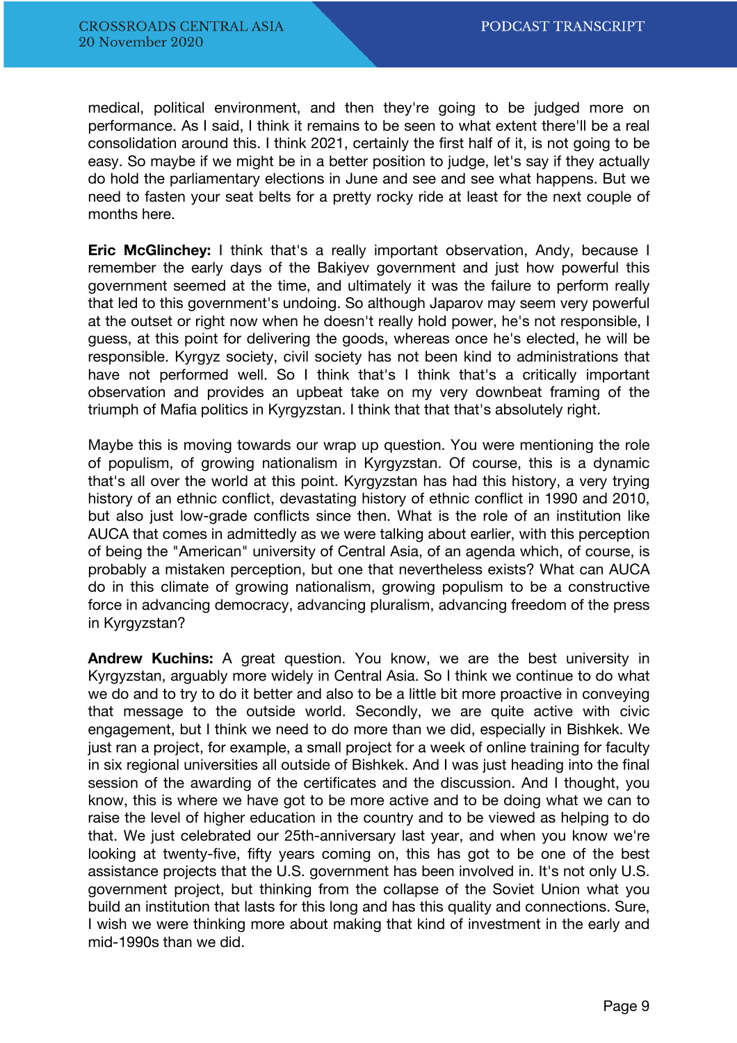medical, political environment, and then they're going to be judged more on performance. As I said, I think it remains to be seen to what extent there'll be a real consolidation around this. I think 2021, certainly the first half of it, is not going to be easy. So maybe if we might be in a better position to judge, let's say if they actually do hold the parliamentary elections in June and see and see what happens. But we need to fasten your seat belts for a pretty rocky ride at least for the next couple of months here.

**Eric McGlinchey:** I think that's a really important observation, Andy, because I remember the early days of the Bakiyev government and just how powerful this government seemed at the time, and ultimately it was the failure to perform really that led to this government's undoing. So although Japarov may seem very powerful at the outset or right now when he doesn't really hold power, he's not responsible, I guess, at this point for delivering the goods, whereas once he's elected, he will be responsible. Kyrgyz society, civil society has not been kind to administrations that have not performed well. So I think that's I think that's a critically important observation and provides an upbeat take on my very downbeat framing of the triumph of Mafia politics in Kyrgyzstan. I think that that that's absolutely right.

Maybe this is moving towards our wrap up question. You were mentioning the role of populism, of growing nationalism in Kyrgyzstan. Of course, this is a dynamic that's all over the world at this point. Kyrgyzstan has had this history, a very trying history of an ethnic conflict, devastating history of ethnic conflict in 1990 and 2010, but also just low-grade conflicts since then. What is the role of an institution like AUCA that comes in admittedly as we were talking about earlier, with this perception of being the "American" university of Central Asia, of an agenda which, of course, is probably a mistaken perception, but one that nevertheless exists? What can AUCA do in this climate of growing nationalism, growing populism to be a constructive force in advancing democracy, advancing pluralism, advancing freedom of the press in Kyrgyzstan?

**Andrew Kuchins:** A great question. You know, we are the best university in Kyrgyzstan, arguably more widely in Central Asia. So I think we continue to do what we do and to try to do it better and also to be a little bit more proactive in conveying that message to the outside world. Secondly, we are quite active with civic engagement, but I think we need to do more than we did, especially in Bishkek. We just ran a project, for example, a small project for a week of online training for faculty in six regional universities all outside of Bishkek. And I was just heading into the final session of the awarding of the certificates and the discussion. And I thought, you know, this is where we have got to be more active and to be doing what we can to raise the level of higher education in the country and to be viewed as helping to do that. We just celebrated our 25th-anniversary last year, and when you know we're looking at twenty-five, fifty years coming on, this has got to be one of the best assistance projects that the U.S. government has been involved in. It's not only U.S. government project, but thinking from the collapse of the Soviet Union what you build an institution that lasts for this long and has this quality and connections. Sure, I wish we were thinking more about making that kind of investment in the early and mid-1990s than we did.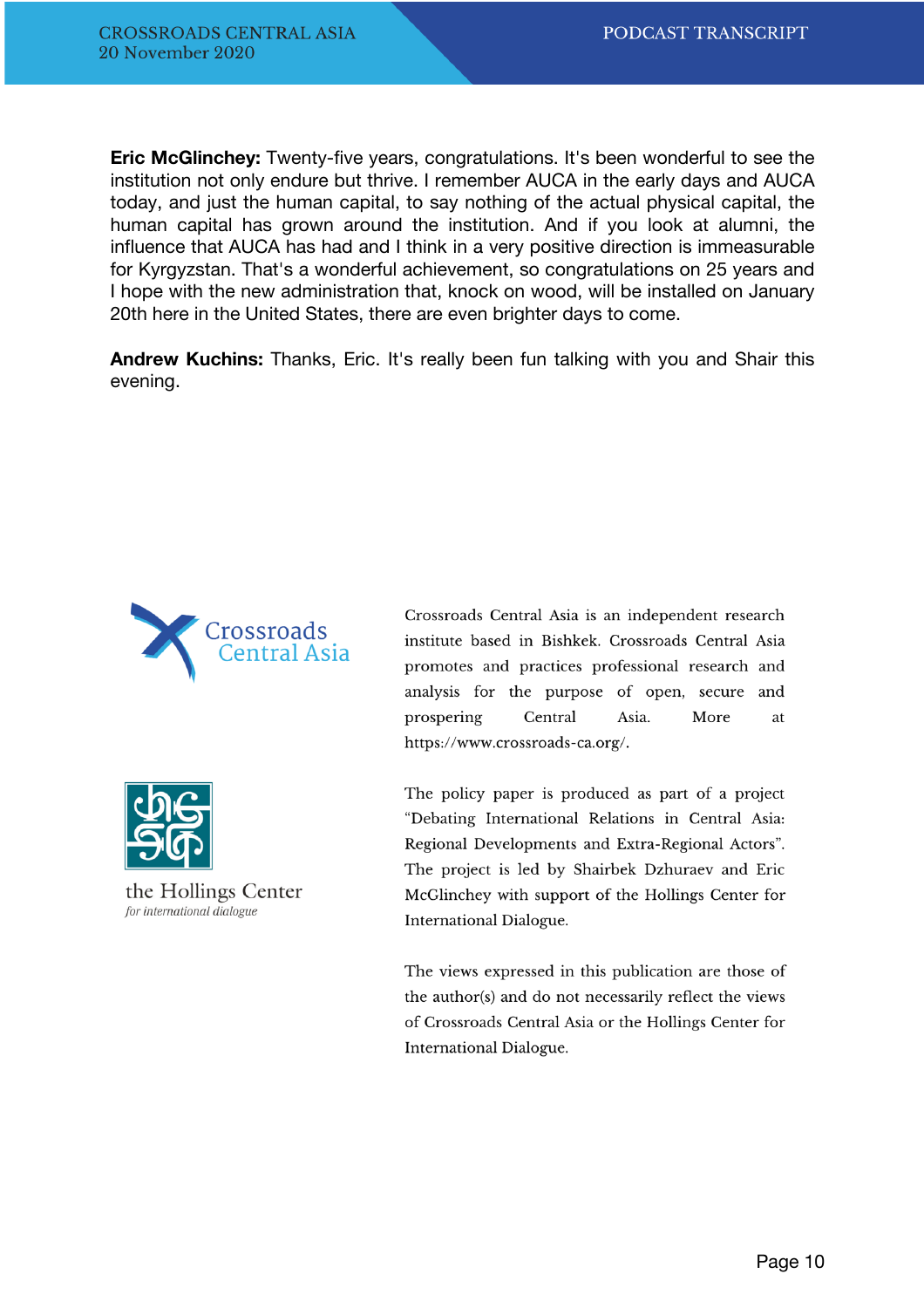**Eric McGlinchey:** Twenty-five years, congratulations. It's been wonderful to see the institution not only endure but thrive. I remember AUCA in the early days and AUCA today, and just the human capital, to say nothing of the actual physical capital, the human capital has grown around the institution. And if you look at alumni, the influence that AUCA has had and I think in a very positive direction is immeasurable for Kyrgyzstan. That's a wonderful achievement, so congratulations on 25 years and I hope with the new administration that, knock on wood, will be installed on January 20th here in the United States, there are even brighter days to come.

**Andrew Kuchins:** Thanks, Eric. It's really been fun talking with you and Shair this evening.

Crossroads Central Asia

Crossroads Central Asia is an independent research institute based in Bishkek. Crossroads Central Asia promotes and practices professional research and analysis for the purpose of open, secure and prospering Central Asia. More at https://www.crossroads-ca.org/.

the Hollings Center
*for international dialogue*

The policy paper is produced as part of a project "Debating International Relations in Central Asia: Regional Developments and Extra-Regional Actors". The project is led by Shairbek Dzhuraev and Eric McGlinchey with support of the Hollings Center for International Dialogue.

The views expressed in this publication are those of the author(s) and do not necessarily reflect the views of Crossroads Central Asia or the Hollings Center for International Dialogue.